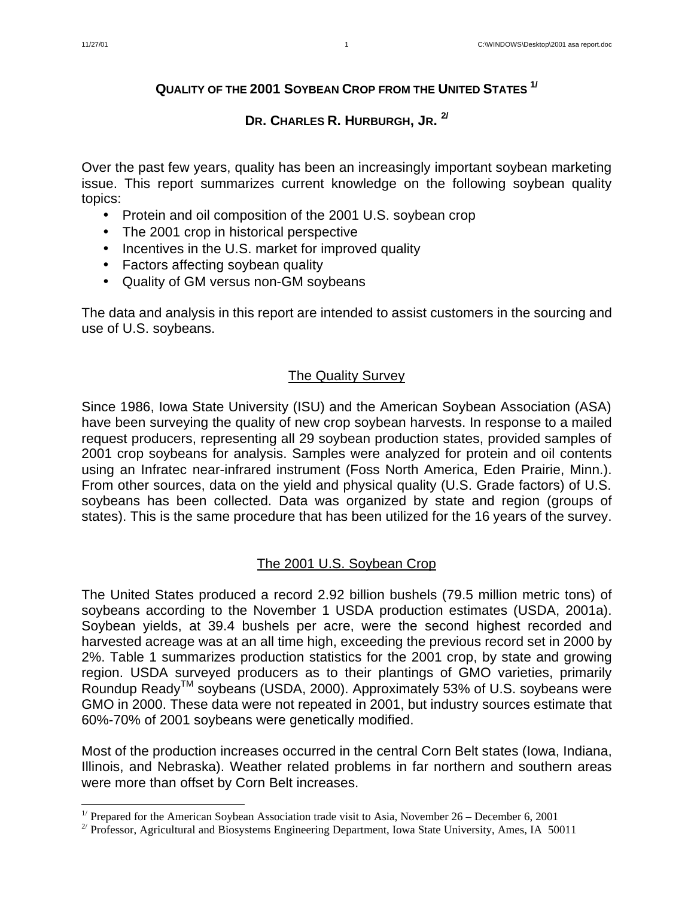# Quality of the 2001 Soybean Crop from the United States [1/]

## Dr. Charles R. Hurburgh, Jr. [2/]

Over the past few years, quality has been an increasingly important soybean marketing issue. This report summarizes current knowledge on the following soybean quality topics:

- Protein and oil composition of the 2001 U.S. soybean crop
- The 2001 crop in historical perspective
- Incentives in the U.S. market for improved quality
- Factors affecting soybean quality
- Quality of GM versus non-GM soybeans

The data and analysis in this report are intended to assist customers in the sourcing and use of U.S. soybeans.

## The Quality Survey

Since 1986, Iowa State University (ISU) and the American Soybean Association (ASA) have been surveying the quality of new crop soybean harvests. In response to a mailed request producers, representing all 29 soybean production states, provided samples of 2001 crop soybeans for analysis. Samples were analyzed for protein and oil contents using an Infratec near-infrared instrument (Foss North America, Eden Prairie, Minn.). From other sources, data on the yield and physical quality (U.S. Grade factors) of U.S. soybeans has been collected. Data was organized by state and region (groups of states). This is the same procedure that has been utilized for the 16 years of the survey.

## The 2001 U.S. Soybean Crop

The United States produced a record 2.92 billion bushels (79.5 million metric tons) of soybeans according to the November 1 USDA production estimates (USDA, 2001a). Soybean yields, at 39.4 bushels per acre, were the second highest recorded and harvested acreage was at an all time high, exceeding the previous record set in 2000 by 2%. Table 1 summarizes production statistics for the 2001 crop, by state and growing region. USDA surveyed producers as to their plantings of GMO varieties, primarily Roundup Ready™ soybeans (USDA, 2000). Approximately 53% of U.S. soybeans were GMO in 2000. These data were not repeated in 2001, but industry sources estimate that 60%-70% of 2001 soybeans were genetically modified.

Most of the production increases occurred in the central Corn Belt states (Iowa, Indiana, Illinois, and Nebraska). Weather related problems in far northern and southern areas were more than offset by Corn Belt increases.

---

[1/] Prepared for the American Soybean Association trade visit to Asia, November 26 – December 6, 2001

[2/] Professor, Agricultural and Biosystems Engineering Department, Iowa State University, Ames, IA 50011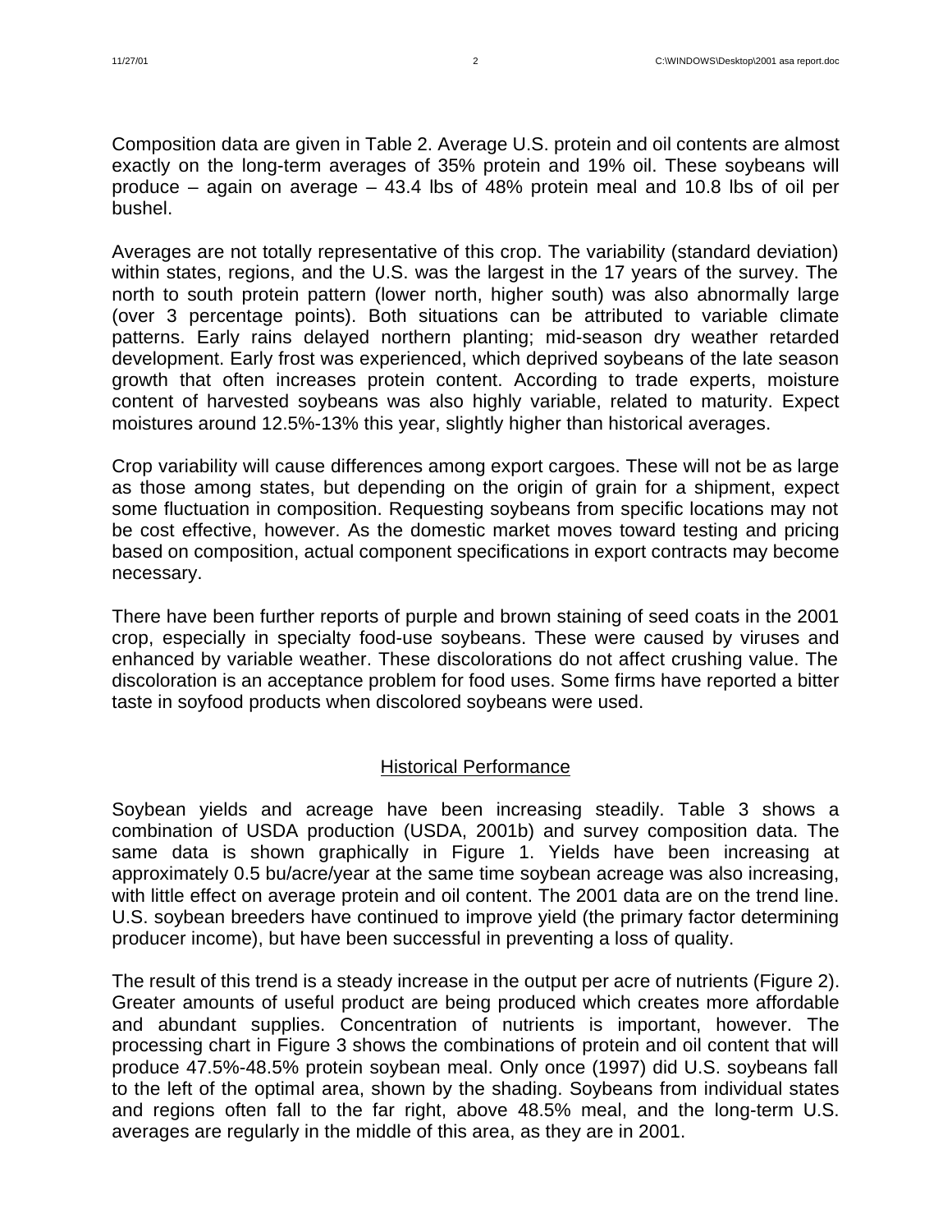Composition data are given in Table 2. Average U.S. protein and oil contents are almost exactly on the long-term averages of 35% protein and 19% oil. These soybeans will produce – again on average – 43.4 lbs of 48% protein meal and 10.8 lbs of oil per bushel.

Averages are not totally representative of this crop. The variability (standard deviation) within states, regions, and the U.S. was the largest in the 17 years of the survey. The north to south protein pattern (lower north, higher south) was also abnormally large (over 3 percentage points). Both situations can be attributed to variable climate patterns. Early rains delayed northern planting; mid-season dry weather retarded development. Early frost was experienced, which deprived soybeans of the late season growth that often increases protein content. According to trade experts, moisture content of harvested soybeans was also highly variable, related to maturity. Expect moistures around 12.5%-13% this year, slightly higher than historical averages.

Crop variability will cause differences among export cargoes. These will not be as large as those among states, but depending on the origin of grain for a shipment, expect some fluctuation in composition. Requesting soybeans from specific locations may not be cost effective, however. As the domestic market moves toward testing and pricing based on composition, actual component specifications in export contracts may become necessary.

There have been further reports of purple and brown staining of seed coats in the 2001 crop, especially in specialty food-use soybeans. These were caused by viruses and enhanced by variable weather. These discolorations do not affect crushing value. The discoloration is an acceptance problem for food uses. Some firms have reported a bitter taste in soyfood products when discolored soybeans were used.

## Historical Performance

Soybean yields and acreage have been increasing steadily. Table 3 shows a combination of USDA production (USDA, 2001b) and survey composition data. The same data is shown graphically in Figure 1. Yields have been increasing at approximately 0.5 bu/acre/year at the same time soybean acreage was also increasing, with little effect on average protein and oil content. The 2001 data are on the trend line. U.S. soybean breeders have continued to improve yield (the primary factor determining producer income), but have been successful in preventing a loss of quality.

The result of this trend is a steady increase in the output per acre of nutrients (Figure 2). Greater amounts of useful product are being produced which creates more affordable and abundant supplies. Concentration of nutrients is important, however. The processing chart in Figure 3 shows the combinations of protein and oil content that will produce 47.5%-48.5% protein soybean meal. Only once (1997) did U.S. soybeans fall to the left of the optimal area, shown by the shading. Soybeans from individual states and regions often fall to the far right, above 48.5% meal, and the long-term U.S. averages are regularly in the middle of this area, as they are in 2001.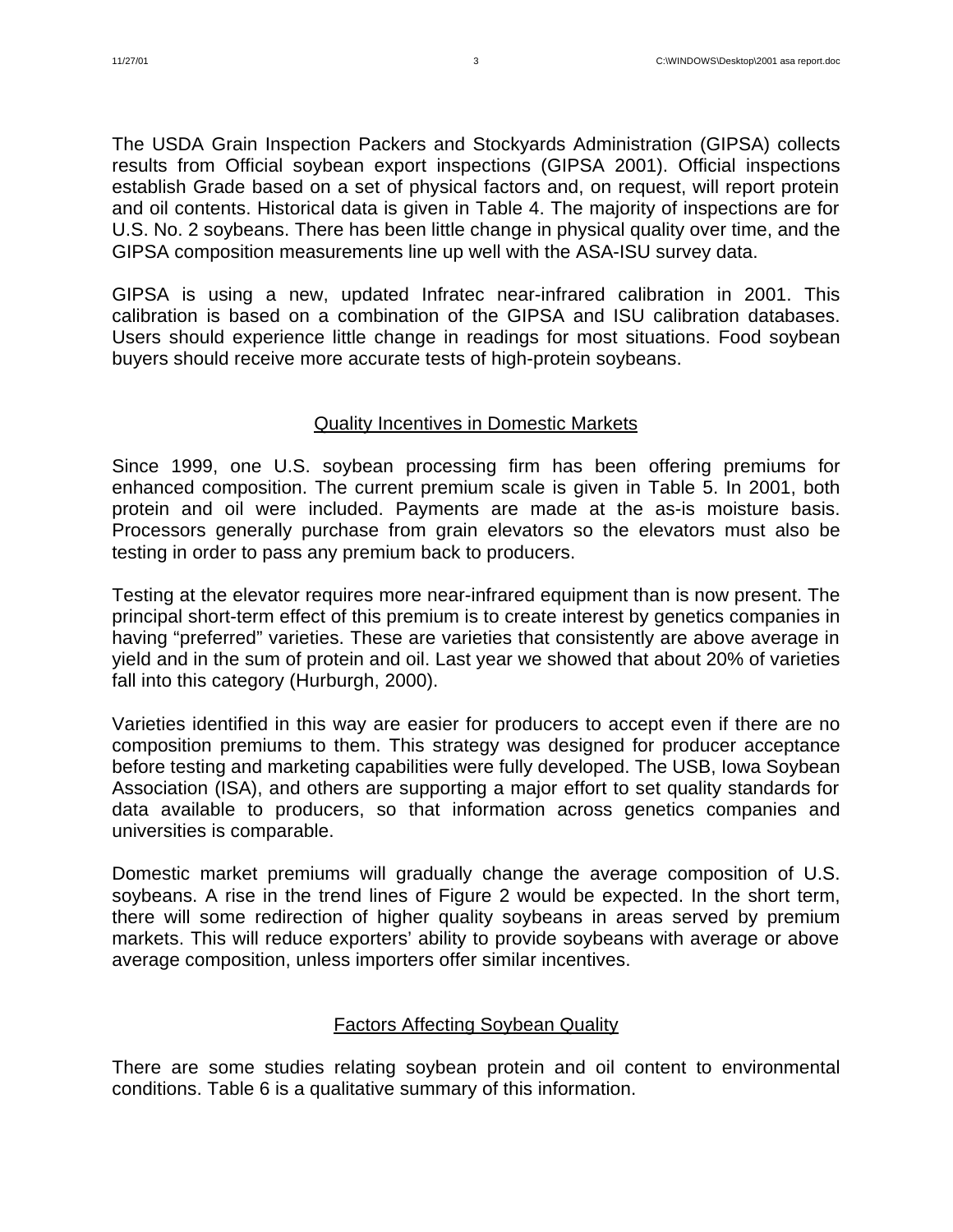The USDA Grain Inspection Packers and Stockyards Administration (GIPSA) collects results from Official soybean export inspections (GIPSA 2001). Official inspections establish Grade based on a set of physical factors and, on request, will report protein and oil contents. Historical data is given in Table 4. The majority of inspections are for U.S. No. 2 soybeans. There has been little change in physical quality over time, and the GIPSA composition measurements line up well with the ASA-ISU survey data.

GIPSA is using a new, updated Infratec near-infrared calibration in 2001. This calibration is based on a combination of the GIPSA and ISU calibration databases. Users should experience little change in readings for most situations. Food soybean buyers should receive more accurate tests of high-protein soybeans.

## Quality Incentives in Domestic Markets

Since 1999, one U.S. soybean processing firm has been offering premiums for enhanced composition. The current premium scale is given in Table 5. In 2001, both protein and oil were included. Payments are made at the as-is moisture basis. Processors generally purchase from grain elevators so the elevators must also be testing in order to pass any premium back to producers.

Testing at the elevator requires more near-infrared equipment than is now present. The principal short-term effect of this premium is to create interest by genetics companies in having "preferred" varieties. These are varieties that consistently are above average in yield and in the sum of protein and oil. Last year we showed that about 20% of varieties fall into this category (Hurburgh, 2000).

Varieties identified in this way are easier for producers to accept even if there are no composition premiums to them. This strategy was designed for producer acceptance before testing and marketing capabilities were fully developed. The USB, Iowa Soybean Association (ISA), and others are supporting a major effort to set quality standards for data available to producers, so that information across genetics companies and universities is comparable.

Domestic market premiums will gradually change the average composition of U.S. soybeans. A rise in the trend lines of Figure 2 would be expected. In the short term, there will some redirection of higher quality soybeans in areas served by premium markets. This will reduce exporters' ability to provide soybeans with average or above average composition, unless importers offer similar incentives.

## Factors Affecting Soybean Quality

There are some studies relating soybean protein and oil content to environmental conditions. Table 6 is a qualitative summary of this information.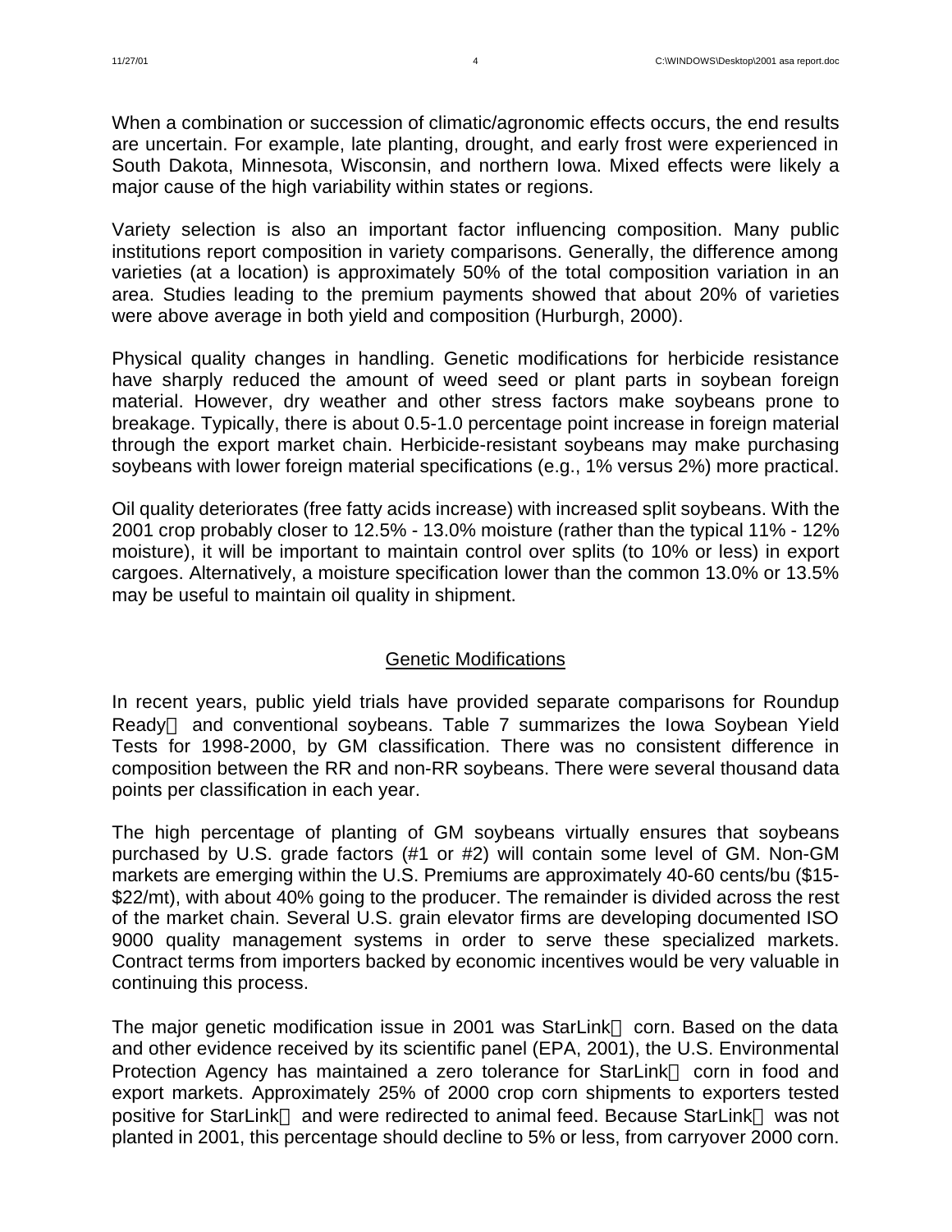When a combination or succession of climatic/agronomic effects occurs, the end results are uncertain. For example, late planting, drought, and early frost were experienced in South Dakota, Minnesota, Wisconsin, and northern Iowa. Mixed effects were likely a major cause of the high variability within states or regions.

Variety selection is also an important factor influencing composition. Many public institutions report composition in variety comparisons. Generally, the difference among varieties (at a location) is approximately 50% of the total composition variation in an area. Studies leading to the premium payments showed that about 20% of varieties were above average in both yield and composition (Hurburgh, 2000).

Physical quality changes in handling. Genetic modifications for herbicide resistance have sharply reduced the amount of weed seed or plant parts in soybean foreign material. However, dry weather and other stress factors make soybeans prone to breakage. Typically, there is about 0.5-1.0 percentage point increase in foreign material through the export market chain. Herbicide-resistant soybeans may make purchasing soybeans with lower foreign material specifications (e.g., 1% versus 2%) more practical.

Oil quality deteriorates (free fatty acids increase) with increased split soybeans. With the 2001 crop probably closer to 12.5% - 13.0% moisture (rather than the typical 11% - 12% moisture), it will be important to maintain control over splits (to 10% or less) in export cargoes. Alternatively, a moisture specification lower than the common 13.0% or 13.5% may be useful to maintain oil quality in shipment.

## Genetic Modifications

In recent years, public yield trials have provided separate comparisons for Roundup Ready® and conventional soybeans. Table 7 summarizes the Iowa Soybean Yield Tests for 1998-2000, by GM classification. There was no consistent difference in composition between the RR and non-RR soybeans. There were several thousand data points per classification in each year.

The high percentage of planting of GM soybeans virtually ensures that soybeans purchased by U.S. grade factors (#1 or #2) will contain some level of GM. Non-GM markets are emerging within the U.S. Premiums are approximately 40-60 cents/bu ($15-$22/mt), with about 40% going to the producer. The remainder is divided across the rest of the market chain. Several U.S. grain elevator firms are developing documented ISO 9000 quality management systems in order to serve these specialized markets. Contract terms from importers backed by economic incentives would be very valuable in continuing this process.

The major genetic modification issue in 2001 was StarLink® corn. Based on the data and other evidence received by its scientific panel (EPA, 2001), the U.S. Environmental Protection Agency has maintained a zero tolerance for StarLink® corn in food and export markets. Approximately 25% of 2000 crop corn shipments to exporters tested positive for StarLink® and were redirected to animal feed. Because StarLink® was not planted in 2001, this percentage should decline to 5% or less, from carryover 2000 corn.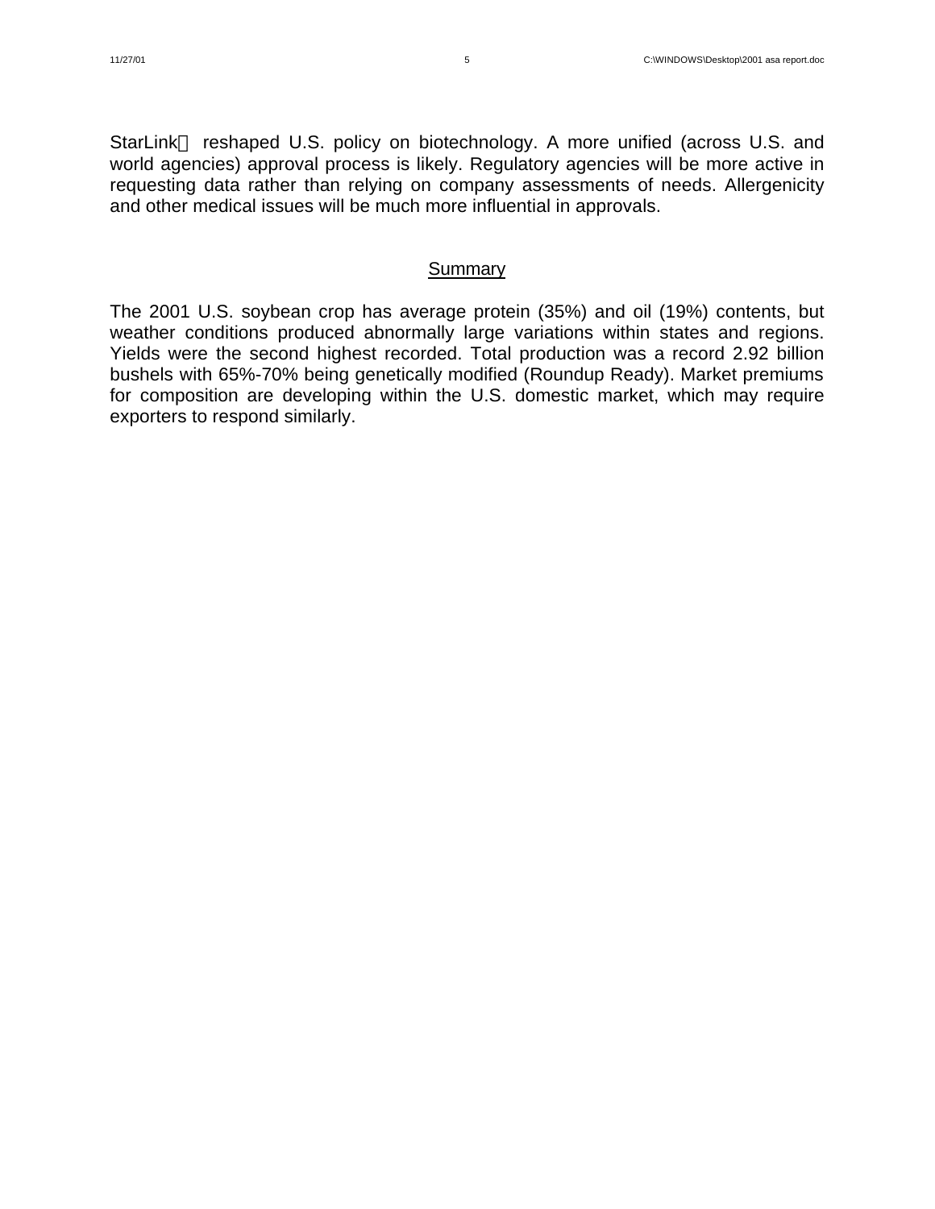StarLink reshaped U.S. policy on biotechnology. A more unified (across U.S. and world agencies) approval process is likely. Regulatory agencies will be more active in requesting data rather than relying on company assessments of needs. Allergenicity and other medical issues will be much more influential in approvals.

## Summary

The 2001 U.S. soybean crop has average protein (35%) and oil (19%) contents, but weather conditions produced abnormally large variations within states and regions. Yields were the second highest recorded. Total production was a record 2.92 billion bushels with 65%-70% being genetically modified (Roundup Ready). Market premiums for composition are developing within the U.S. domestic market, which may require exporters to respond similarly.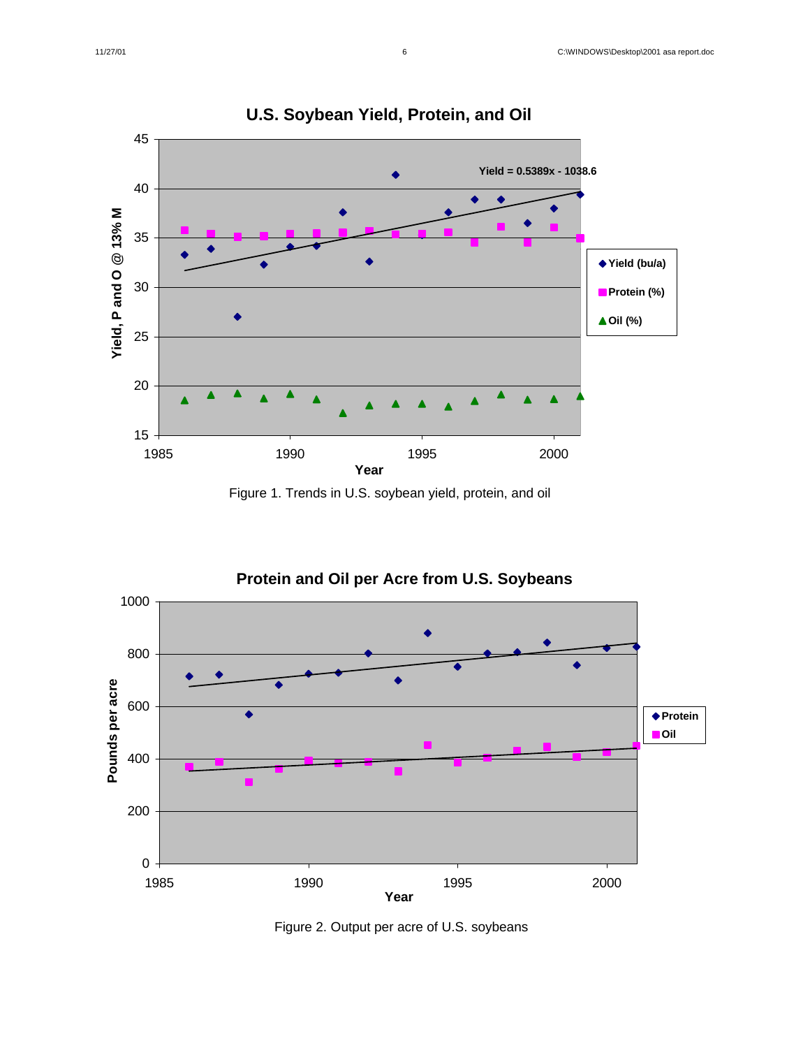**U.S. Soybean Yield, Protein, and Oil**

Figure 1. Trends in U.S. soybean yield, protein, and oil

**Protein and Oil per Acre from U.S. Soybeans**

Figure 2. Output per acre of U.S. soybeans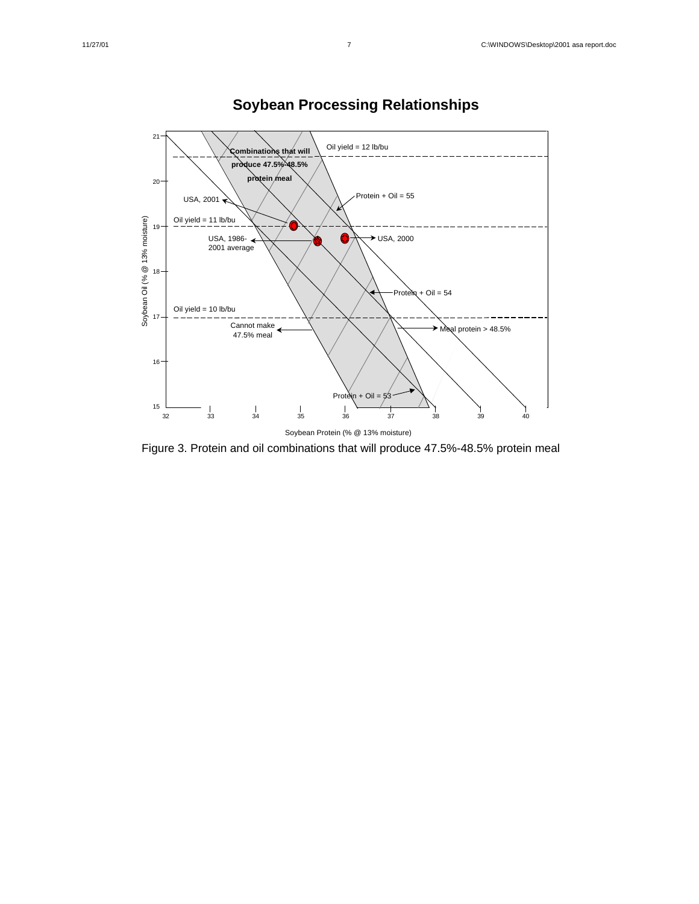## Soybean Processing Relationships

Figure 3. Protein and oil combinations that will produce 47.5%-48.5% protein meal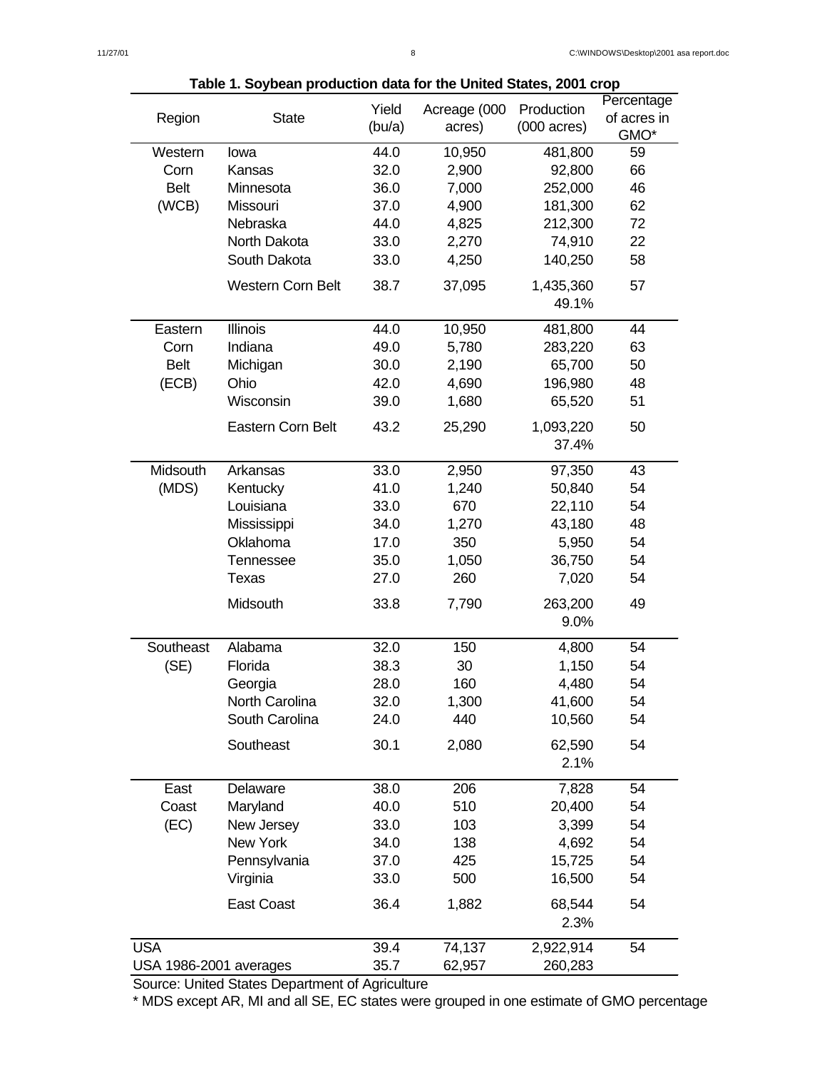**Table 1. Soybean production data for the United States, 2001 crop**

| Region | State | Yield (bu/a) | Acreage (000 acres) | Production (000 acres) | Percentage of acres in GMO* |
|---|---|---|---|---|---|
| Western Corn Belt (WCB) | Iowa | 44.0 | 10,950 | 481,800 | 59 |
| | Kansas | 32.0 | 2,900 | 92,800 | 66 |
| | Minnesota | 36.0 | 7,000 | 252,000 | 46 |
| | Missouri | 37.0 | 4,900 | 181,300 | 62 |
| | Nebraska | 44.0 | 4,825 | 212,300 | 72 |
| | North Dakota | 33.0 | 2,270 | 74,910 | 22 |
| | South Dakota | 33.0 | 4,250 | 140,250 | 58 |
| | Western Corn Belt | 38.7 | 37,095 | 1,435,360 49.1% | 57 |
| Eastern Corn Belt (ECB) | Illinois | 44.0 | 10,950 | 481,800 | 44 |
| | Indiana | 49.0 | 5,780 | 283,220 | 63 |
| | Michigan | 30.0 | 2,190 | 65,700 | 50 |
| | Ohio | 42.0 | 4,690 | 196,980 | 48 |
| | Wisconsin | 39.0 | 1,680 | 65,520 | 51 |
| | Eastern Corn Belt | 43.2 | 25,290 | 1,093,220 37.4% | 50 |
| Midsouth (MDS) | Arkansas | 33.0 | 2,950 | 97,350 | 43 |
| | Kentucky | 41.0 | 1,240 | 50,840 | 54 |
| | Louisiana | 33.0 | 670 | 22,110 | 54 |
| | Mississippi | 34.0 | 1,270 | 43,180 | 48 |
| | Oklahoma | 17.0 | 350 | 5,950 | 54 |
| | Tennessee | 35.0 | 1,050 | 36,750 | 54 |
| | Texas | 27.0 | 260 | 7,020 | 54 |
| | Midsouth | 33.8 | 7,790 | 263,200 9.0% | 49 |
| Southeast (SE) | Alabama | 32.0 | 150 | 4,800 | 54 |
| | Florida | 38.3 | 30 | 1,150 | 54 |
| | Georgia | 28.0 | 160 | 4,480 | 54 |
| | North Carolina | 32.0 | 1,300 | 41,600 | 54 |
| | South Carolina | 24.0 | 440 | 10,560 | 54 |
| | Southeast | 30.1 | 2,080 | 62,590 2.1% | 54 |
| East Coast (EC) | Delaware | 38.0 | 206 | 7,828 | 54 |
| | Maryland | 40.0 | 510 | 20,400 | 54 |
| | New Jersey | 33.0 | 103 | 3,399 | 54 |
| | New York | 34.0 | 138 | 4,692 | 54 |
| | Pennsylvania | 37.0 | 425 | 15,725 | 54 |
| | Virginia | 33.0 | 500 | 16,500 | 54 |
| | East Coast | 36.4 | 1,882 | 68,544 2.3% | 54 |
| USA | | 39.4 | 74,137 | 2,922,914 | 54 |
| USA 1986-2001 averages | | 35.7 | 62,957 | 260,283 | |

Source: United States Department of Agriculture

* MDS except AR, MI and all SE, EC states were grouped in one estimate of GMO percentage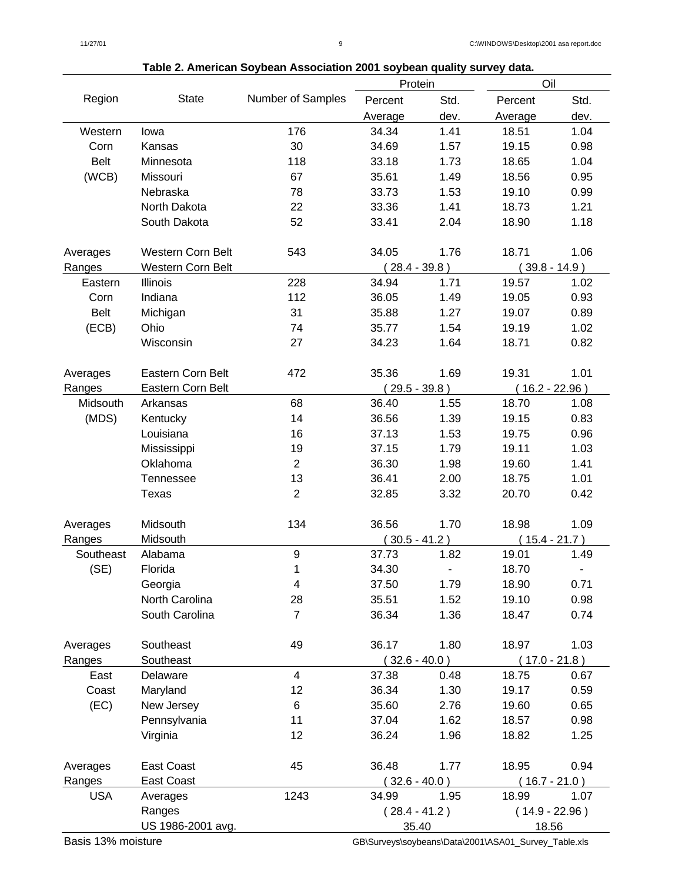**Table 2. American Soybean Association 2001 soybean quality survey data.**

| Region | State | Number of Samples | Protein Percent Average | Protein Std. dev. | Oil Percent Average | Oil Std. dev. |
|---|---|---|---|---|---|---|
| Western Corn Belt (WCB) | Iowa | 176 | 34.34 | 1.41 | 18.51 | 1.04 |
| | Kansas | 30 | 34.69 | 1.57 | 19.15 | 0.98 |
| | Minnesota | 118 | 33.18 | 1.73 | 18.65 | 1.04 |
| | Missouri | 67 | 35.61 | 1.49 | 18.56 | 0.95 |
| | Nebraska | 78 | 33.73 | 1.53 | 19.10 | 0.99 |
| | North Dakota | 22 | 33.36 | 1.41 | 18.73 | 1.21 |
| | South Dakota | 52 | 33.41 | 2.04 | 18.90 | 1.18 |
| Averages | Western Corn Belt | 543 | 34.05 | 1.76 | 18.71 | 1.06 |
| Ranges | Western Corn Belt | | ( 28.4 - 39.8 ) | | ( 39.8 - 14.9 ) | |
| Eastern Corn Belt (ECB) | Illinois | 228 | 34.94 | 1.71 | 19.57 | 1.02 |
| | Indiana | 112 | 36.05 | 1.49 | 19.05 | 0.93 |
| | Michigan | 31 | 35.88 | 1.27 | 19.07 | 0.89 |
| | Ohio | 74 | 35.77 | 1.54 | 19.19 | 1.02 |
| | Wisconsin | 27 | 34.23 | 1.64 | 18.71 | 0.82 |
| Averages | Eastern Corn Belt | 472 | 35.36 | 1.69 | 19.31 | 1.01 |
| Ranges | Eastern Corn Belt | | ( 29.5 - 39.8 ) | | ( 16.2 - 22.96 ) | |
| Midsouth (MDS) | Arkansas | 68 | 36.40 | 1.55 | 18.70 | 1.08 |
| | Kentucky | 14 | 36.56 | 1.39 | 19.15 | 0.83 |
| | Louisiana | 16 | 37.13 | 1.53 | 19.75 | 0.96 |
| | Mississippi | 19 | 37.15 | 1.79 | 19.11 | 1.03 |
| | Oklahoma | 2 | 36.30 | 1.98 | 19.60 | 1.41 |
| | Tennessee | 13 | 36.41 | 2.00 | 18.75 | 1.01 |
| | Texas | 2 | 32.85 | 3.32 | 20.70 | 0.42 |
| Averages | Midsouth | 134 | 36.56 | 1.70 | 18.98 | 1.09 |
| Ranges | Midsouth | | ( 30.5 - 41.2 ) | | ( 15.4 - 21.7 ) | |
| Southeast (SE) | Alabama | 9 | 37.73 | 1.82 | 19.01 | 1.49 |
| | Florida | 1 | 34.30 | - | 18.70 | - |
| | Georgia | 4 | 37.50 | 1.79 | 18.90 | 0.71 |
| | North Carolina | 28 | 35.51 | 1.52 | 19.10 | 0.98 |
| | South Carolina | 7 | 36.34 | 1.36 | 18.47 | 0.74 |
| Averages | Southeast | 49 | 36.17 | 1.80 | 18.97 | 1.03 |
| Ranges | Southeast | | ( 32.6 - 40.0 ) | | ( 17.0 - 21.8 ) | |
| East Coast (EC) | Delaware | 4 | 37.38 | 0.48 | 18.75 | 0.67 |
| | Maryland | 12 | 36.34 | 1.30 | 19.17 | 0.59 |
| | New Jersey | 6 | 35.60 | 2.76 | 19.60 | 0.65 |
| | Pennsylvania | 11 | 37.04 | 1.62 | 18.57 | 0.98 |
| | Virginia | 12 | 36.24 | 1.96 | 18.82 | 1.25 |
| Averages | East Coast | 45 | 36.48 | 1.77 | 18.95 | 0.94 |
| Ranges | East Coast | | ( 32.6 - 40.0 ) | | ( 16.7 - 21.0 ) | |
| USA | Averages | 1243 | 34.99 | 1.95 | 18.99 | 1.07 |
| | Ranges | | ( 28.4 - 41.2 ) | | ( 14.9 - 22.96 ) | |
| | US 1986-2001 avg. | | 35.40 | | 18.56 | |

Basis 13% moisture

GB\Surveys\soybeans\Data\2001\ASA01_Survey_Table.xls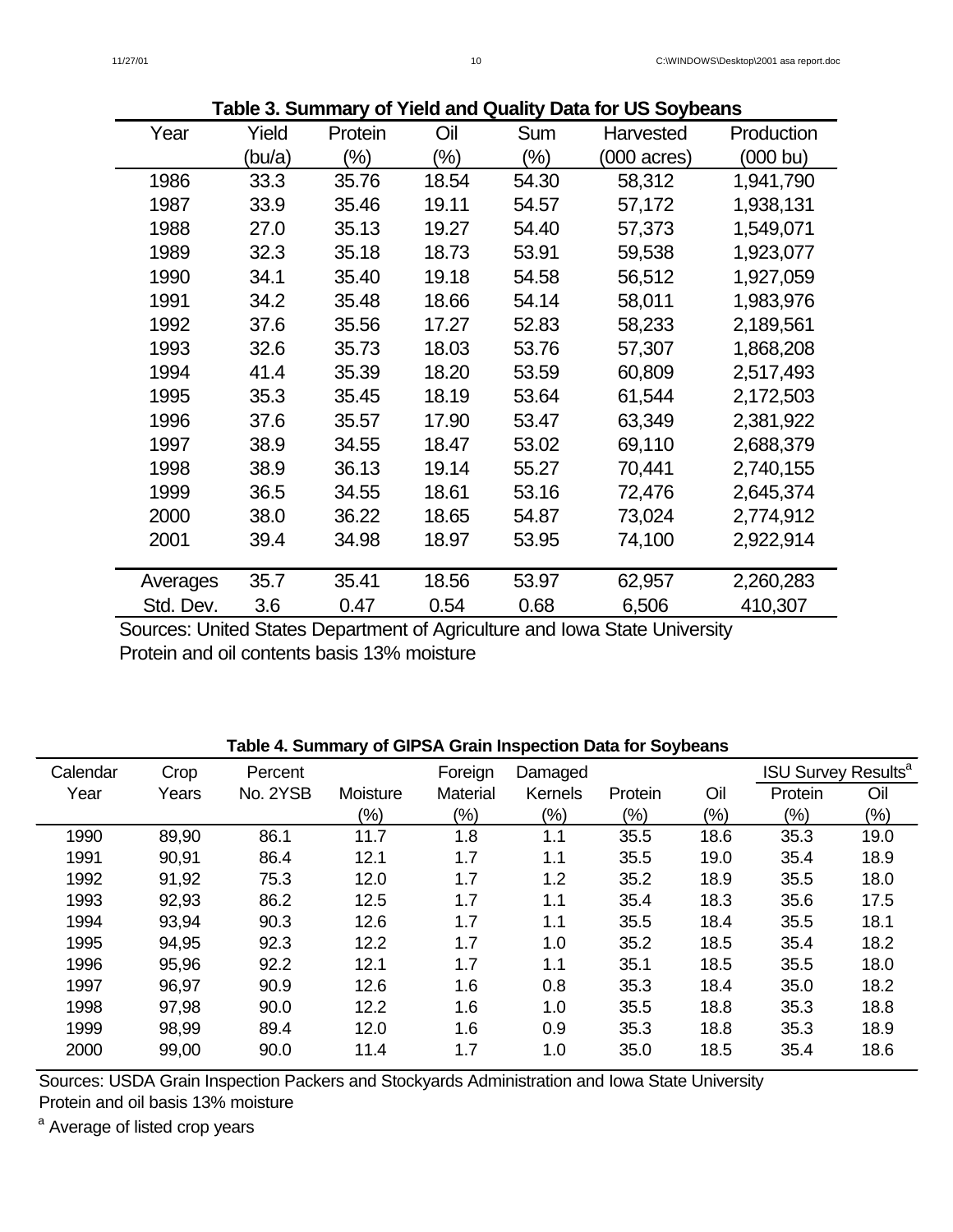**Table 3. Summary of Yield and Quality Data for US Soybeans**

| Year | Yield (bu/a) | Protein (%) | Oil (%) | Sum (%) | Harvested (000 acres) | Production (000 bu) |
|---|---|---|---|---|---|---|
| 1986 | 33.3 | 35.76 | 18.54 | 54.30 | 58,312 | 1,941,790 |
| 1987 | 33.9 | 35.46 | 19.11 | 54.57 | 57,172 | 1,938,131 |
| 1988 | 27.0 | 35.13 | 19.27 | 54.40 | 57,373 | 1,549,071 |
| 1989 | 32.3 | 35.18 | 18.73 | 53.91 | 59,538 | 1,923,077 |
| 1990 | 34.1 | 35.40 | 19.18 | 54.58 | 56,512 | 1,927,059 |
| 1991 | 34.2 | 35.48 | 18.66 | 54.14 | 58,011 | 1,983,976 |
| 1992 | 37.6 | 35.56 | 17.27 | 52.83 | 58,233 | 2,189,561 |
| 1993 | 32.6 | 35.73 | 18.03 | 53.76 | 57,307 | 1,868,208 |
| 1994 | 41.4 | 35.39 | 18.20 | 53.59 | 60,809 | 2,517,493 |
| 1995 | 35.3 | 35.45 | 18.19 | 53.64 | 61,544 | 2,172,503 |
| 1996 | 37.6 | 35.57 | 17.90 | 53.47 | 63,349 | 2,381,922 |
| 1997 | 38.9 | 34.55 | 18.47 | 53.02 | 69,110 | 2,688,379 |
| 1998 | 38.9 | 36.13 | 19.14 | 55.27 | 70,441 | 2,740,155 |
| 1999 | 36.5 | 34.55 | 18.61 | 53.16 | 72,476 | 2,645,374 |
| 2000 | 38.0 | 36.22 | 18.65 | 54.87 | 73,024 | 2,774,912 |
| 2001 | 39.4 | 34.98 | 18.97 | 53.95 | 74,100 | 2,922,914 |
| Averages | 35.7 | 35.41 | 18.56 | 53.97 | 62,957 | 2,260,283 |
| Std. Dev. | 3.6 | 0.47 | 0.54 | 0.68 | 6,506 | 410,307 |

Sources: United States Department of Agriculture and Iowa State University
Protein and oil contents basis 13% moisture

**Table 4. Summary of GIPSA Grain Inspection Data for Soybeans**

| Calendar Year | Crop Years | Percent No. 2YSB | Moisture (%) | Foreign Material (%) | Damaged Kernels (%) | Protein (%) | Oil (%) | ISU Survey Results[a] Protein (%) | ISU Survey Results[a] Oil (%) |
|---|---|---|---|---|---|---|---|---|---|
| 1990 | 89,90 | 86.1 | 11.7 | 1.8 | 1.1 | 35.5 | 18.6 | 35.3 | 19.0 |
| 1991 | 90,91 | 86.4 | 12.1 | 1.7 | 1.1 | 35.5 | 19.0 | 35.4 | 18.9 |
| 1992 | 91,92 | 75.3 | 12.0 | 1.7 | 1.2 | 35.2 | 18.9 | 35.5 | 18.0 |
| 1993 | 92,93 | 86.2 | 12.5 | 1.7 | 1.1 | 35.4 | 18.3 | 35.6 | 17.5 |
| 1994 | 93,94 | 90.3 | 12.6 | 1.7 | 1.1 | 35.5 | 18.4 | 35.5 | 18.1 |
| 1995 | 94,95 | 92.3 | 12.2 | 1.7 | 1.0 | 35.2 | 18.5 | 35.4 | 18.2 |
| 1996 | 95,96 | 92.2 | 12.1 | 1.7 | 1.1 | 35.1 | 18.5 | 35.5 | 18.0 |
| 1997 | 96,97 | 90.9 | 12.6 | 1.6 | 0.8 | 35.3 | 18.4 | 35.0 | 18.2 |
| 1998 | 97,98 | 90.0 | 12.2 | 1.6 | 1.0 | 35.5 | 18.8 | 35.3 | 18.8 |
| 1999 | 98,99 | 89.4 | 12.0 | 1.6 | 0.9 | 35.3 | 18.8 | 35.3 | 18.9 |
| 2000 | 99,00 | 90.0 | 11.4 | 1.7 | 1.0 | 35.0 | 18.5 | 35.4 | 18.6 |

Sources: USDA Grain Inspection Packers and Stockyards Administration and Iowa State University
Protein and oil basis 13% moisture

[a] Average of listed crop years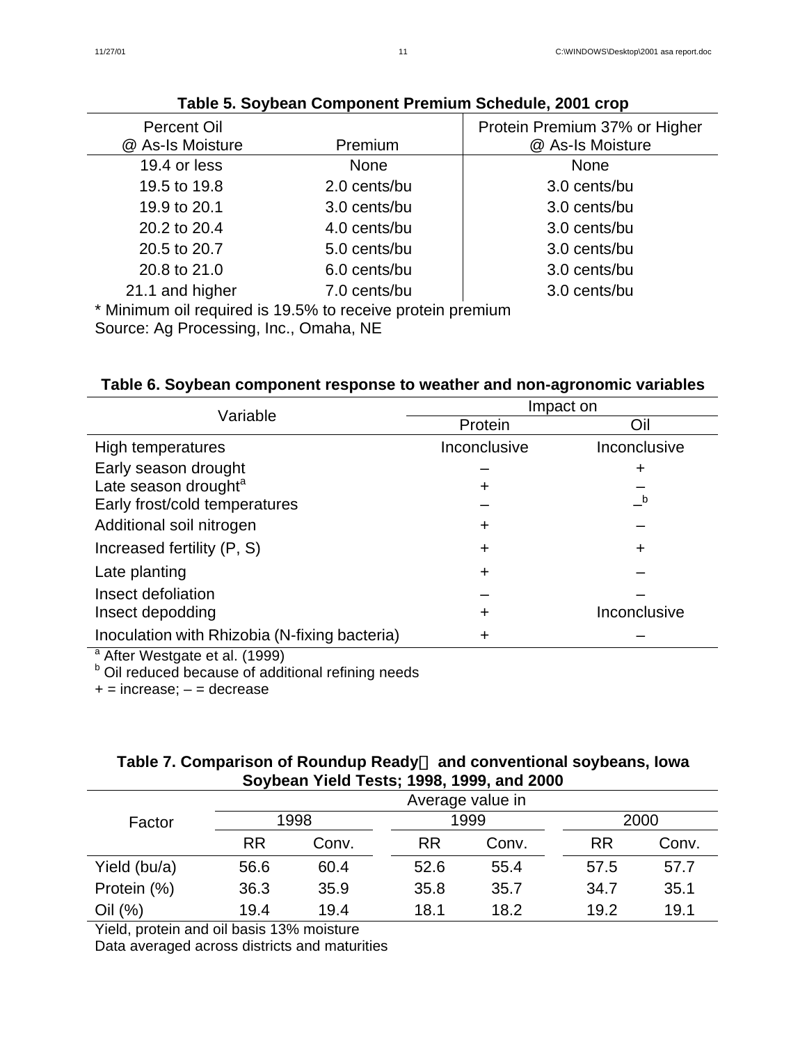**Table 5. Soybean Component Premium Schedule, 2001 crop**

| Percent Oil @ As-Is Moisture | Premium | Protein Premium 37% or Higher @ As-Is Moisture |
|---|---|---|
| 19.4 or less | None | None |
| 19.5 to 19.8 | 2.0 cents/bu | 3.0 cents/bu |
| 19.9 to 20.1 | 3.0 cents/bu | 3.0 cents/bu |
| 20.2 to 20.4 | 4.0 cents/bu | 3.0 cents/bu |
| 20.5 to 20.7 | 5.0 cents/bu | 3.0 cents/bu |
| 20.8 to 21.0 | 6.0 cents/bu | 3.0 cents/bu |
| 21.1 and higher | 7.0 cents/bu | 3.0 cents/bu |

* Minimum oil required is 19.5% to receive protein premium
Source: Ag Processing, Inc., Omaha, NE

**Table 6. Soybean component response to weather and non-agronomic variables**

| Variable | Impact on | |
|---|---|---|
| | Protein | Oil |
| High temperatures | Inconclusive | Inconclusive |
| Early season drought | – | + |
| Late season drought[a] | + | – |
| Early frost/cold temperatures | – | –[b] |
| Additional soil nitrogen | + | – |
| Increased fertility (P, S) | + | + |
| Late planting | + | – |
| Insect defoliation | – | – |
| Insect depodding | + | Inconclusive |
| Inoculation with Rhizobia (N-fixing bacteria) | + | – |

[a] After Westgate et al. (1999)
[b] Oil reduced because of additional refining needs
+ = increase; – = decrease

**Table 7. Comparison of Roundup Ready and conventional soybeans, Iowa Soybean Yield Tests; 1998, 1999, and 2000**

| Factor | Average value in | | | | | |
|---|---|---|---|---|---|---|
| | 1998 | | 1999 | | 2000 | |
| | RR | Conv. | RR | Conv. | RR | Conv. |
| Yield (bu/a) | 56.6 | 60.4 | 52.6 | 55.4 | 57.5 | 57.7 |
| Protein (%) | 36.3 | 35.9 | 35.8 | 35.7 | 34.7 | 35.1 |
| Oil (%) | 19.4 | 19.4 | 18.1 | 18.2 | 19.2 | 19.1 |

Yield, protein and oil basis 13% moisture
Data averaged across districts and maturities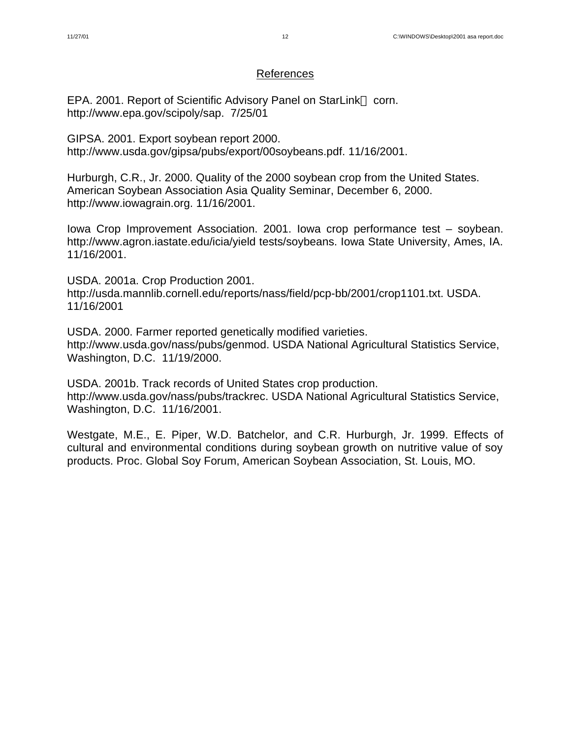## References

EPA. 2001. Report of Scientific Advisory Panel on StarLink corn. http://www.epa.gov/scipoly/sap. 7/25/01

GIPSA. 2001. Export soybean report 2000. http://www.usda.gov/gipsa/pubs/export/00soybeans.pdf. 11/16/2001.

Hurburgh, C.R., Jr. 2000. Quality of the 2000 soybean crop from the United States. American Soybean Association Asia Quality Seminar, December 6, 2000. http://www.iowagrain.org. 11/16/2001.

Iowa Crop Improvement Association. 2001. Iowa crop performance test – soybean. http://www.agron.iastate.edu/icia/yield tests/soybeans. Iowa State University, Ames, IA. 11/16/2001.

USDA. 2001a. Crop Production 2001. http://usda.mannlib.cornell.edu/reports/nass/field/pcp-bb/2001/crop1101.txt. USDA. 11/16/2001

USDA. 2000. Farmer reported genetically modified varieties. http://www.usda.gov/nass/pubs/genmod. USDA National Agricultural Statistics Service, Washington, D.C. 11/19/2000.

USDA. 2001b. Track records of United States crop production. http://www.usda.gov/nass/pubs/trackrec. USDA National Agricultural Statistics Service, Washington, D.C. 11/16/2001.

Westgate, M.E., E. Piper, W.D. Batchelor, and C.R. Hurburgh, Jr. 1999. Effects of cultural and environmental conditions during soybean growth on nutritive value of soy products. Proc. Global Soy Forum, American Soybean Association, St. Louis, MO.